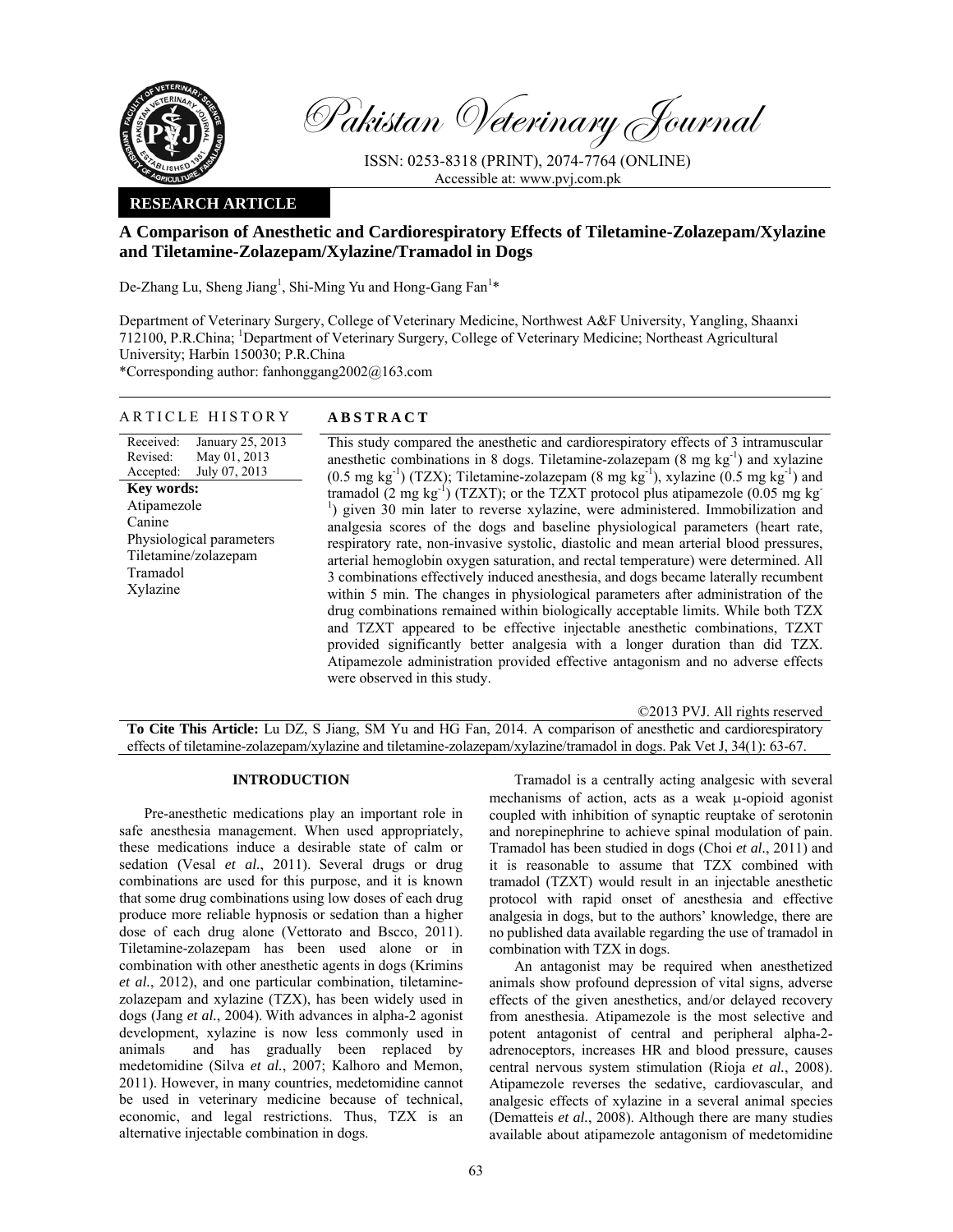Pakistan Veterinary Journal

ISSN: 0253-8318 (PRINT), 2074-7764 (ONLINE)
Accessible at: www.pvj.com.pk

**RESEARCH ARTICLE**

# A Comparison of Anesthetic and Cardiorespiratory Effects of Tiletamine-Zolazepam/Xylazine and Tiletamine-Zolazepam/Xylazine/Tramadol in Dogs

De-Zhang Lu, Sheng Jiang[1], Shi-Ming Yu and Hong-Gang Fan[1]*

Department of Veterinary Surgery, College of Veterinary Medicine, Northwest A&F University, Yangling, Shaanxi 712100, P.R.China; [1]Department of Veterinary Surgery, College of Veterinary Medicine; Northeast Agricultural University; Harbin 150030; P.R.China

*Corresponding author: fanhonggang2002@163.com

## ARTICLE HISTORY

Received: January 25, 2013
Revised: May 01, 2013
Accepted: July 07, 2013

**Key words:**
Atipamezole
Canine
Physiological parameters
Tiletamine/zolazepam
Tramadol
Xylazine

## ABSTRACT

This study compared the anesthetic and cardiorespiratory effects of 3 intramuscular anesthetic combinations in 8 dogs. Tiletamine-zolazepam (8 mg kg$^{-1}$) and xylazine (0.5 mg kg$^{-1}$) (TZX); Tiletamine-zolazepam (8 mg kg$^{-1}$), xylazine (0.5 mg kg$^{-1}$) and tramadol (2 mg kg$^{-1}$) (TZXT); or the TZXT protocol plus atipamezole (0.05 mg kg$^{-1}$) given 30 min later to reverse xylazine, were administered. Immobilization and analgesia scores of the dogs and baseline physiological parameters (heart rate, respiratory rate, non-invasive systolic, diastolic and mean arterial blood pressures, arterial hemoglobin oxygen saturation, and rectal temperature) were determined. All 3 combinations effectively induced anesthesia, and dogs became laterally recumbent within 5 min. The changes in physiological parameters after administration of the drug combinations remained within biologically acceptable limits. While both TZX and TZXT appeared to be effective injectable anesthetic combinations, TZXT provided significantly better analgesia with a longer duration than did TZX. Atipamezole administration provided effective antagonism and no adverse effects were observed in this study.

©2013 PVJ. All rights reserved

**To Cite This Article:** Lu DZ, S Jiang, SM Yu and HG Fan, 2014. A comparison of anesthetic and cardiorespiratory effects of tiletamine-zolazepam/xylazine and tiletamine-zolazepam/xylazine/tramadol in dogs. Pak Vet J, 34(1): 63-67.

## INTRODUCTION

Pre-anesthetic medications play an important role in safe anesthesia management. When used appropriately, these medications induce a desirable state of calm or sedation (Vesal *et al.*, 2011). Several drugs or drug combinations are used for this purpose, and it is known that some drug combinations using low doses of each drug produce more reliable hypnosis or sedation than a higher dose of each drug alone (Vettorato and Bscco, 2011). Tiletamine-zolazepam has been used alone or in combination with other anesthetic agents in dogs (Krimins *et al.*, 2012), and one particular combination, tiletamine-zolazepam and xylazine (TZX), has been widely used in dogs (Jang *et al.*, 2004). With advances in alpha-2 agonist development, xylazine is now less commonly used in animals and has gradually been replaced by medetomidine (Silva *et al.*, 2007; Kalhoro and Memon, 2011). However, in many countries, medetomidine cannot be used in veterinary medicine because of technical, economic, and legal restrictions. Thus, TZX is an alternative injectable combination in dogs.

Tramadol is a centrally acting analgesic with several mechanisms of action, acts as a weak μ-opioid agonist coupled with inhibition of synaptic reuptake of serotonin and norepinephrine to achieve spinal modulation of pain. Tramadol has been studied in dogs (Choi *et al.*, 2011) and it is reasonable to assume that TZX combined with tramadol (TZXT) would result in an injectable anesthetic protocol with rapid onset of anesthesia and effective analgesia in dogs, but to the authors' knowledge, there are no published data available regarding the use of tramadol in combination with TZX in dogs.

An antagonist may be required when anesthetized animals show profound depression of vital signs, adverse effects of the given anesthetics, and/or delayed recovery from anesthesia. Atipamezole is the most selective and potent antagonist of central and peripheral alpha-2-adrenoceptors, increases HR and blood pressure, causes central nervous system stimulation (Rioja *et al.*, 2008). Atipamezole reverses the sedative, cardiovascular, and analgesic effects of xylazine in a several animal species (Dematteis *et al.*, 2008). Although there are many studies available about atipamezole antagonism of medetomidine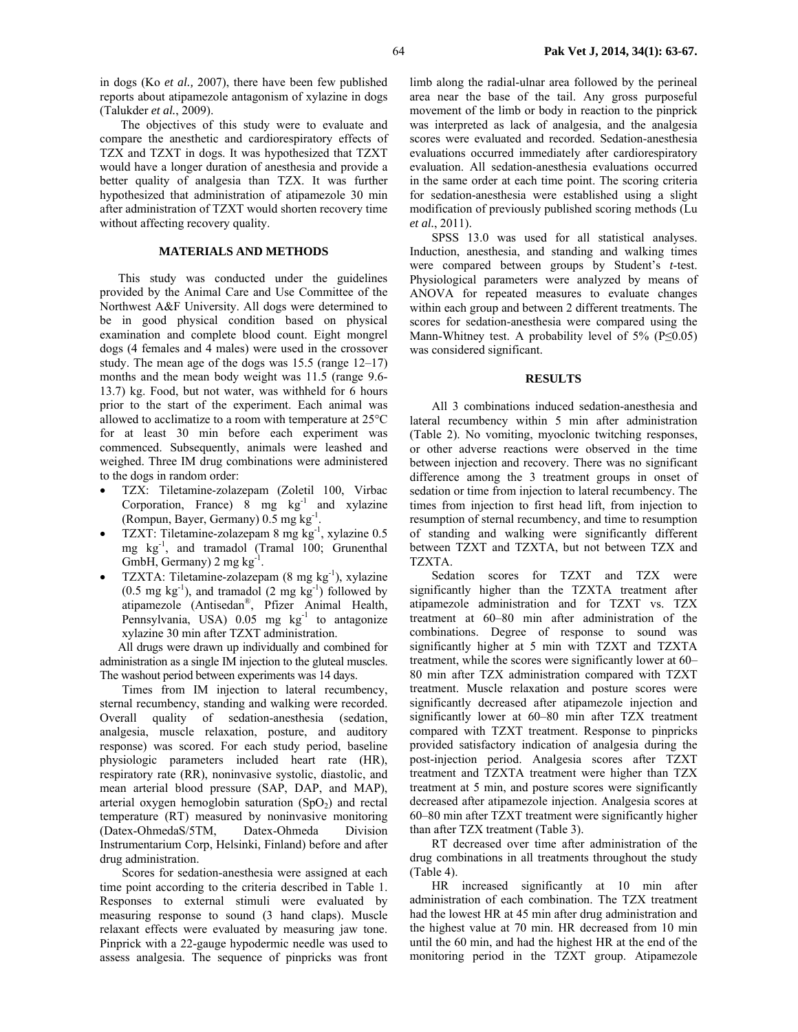in dogs (Ko *et al.,* 2007), there have been few published reports about atipamezole antagonism of xylazine in dogs (Talukder *et al.*, 2009).

The objectives of this study were to evaluate and compare the anesthetic and cardiorespiratory effects of TZX and TZXT in dogs. It was hypothesized that TZXT would have a longer duration of anesthesia and provide a better quality of analgesia than TZX. It was further hypothesized that administration of atipamezole 30 min after administration of TZXT would shorten recovery time without affecting recovery quality.

## MATERIALS AND METHODS

This study was conducted under the guidelines provided by the Animal Care and Use Committee of the Northwest A&F University. All dogs were determined to be in good physical condition based on physical examination and complete blood count. Eight mongrel dogs (4 females and 4 males) were used in the crossover study. The mean age of the dogs was 15.5 (range 12–17) months and the mean body weight was 11.5 (range 9.6-13.7) kg. Food, but not water, was withheld for 6 hours prior to the start of the experiment. Each animal was allowed to acclimatize to a room with temperature at 25°C for at least 30 min before each experiment was commenced. Subsequently, animals were leashed and weighed. Three IM drug combinations were administered to the dogs in random order:

- TZX: Tiletamine-zolazepam (Zoletil 100, Virbac Corporation, France) 8 mg $kg^{-1}$ and xylazine (Rompun, Bayer, Germany) 0.5 mg $kg^{-1}$.
- TZXT: Tiletamine-zolazepam 8 mg $kg^{-1}$, xylazine 0.5 mg $kg^{-1}$, and tramadol (Tramal 100; Grunenthal GmbH, Germany) 2 mg $kg^{-1}$.
- TZXTA: Tiletamine-zolazepam (8 mg $kg^{-1}$), xylazine (0.5 mg $kg^{-1}$), and tramadol (2 mg $kg^{-1}$) followed by atipamezole (Antisedan®, Pfizer Animal Health, Pennsylvania, USA) 0.05 mg $kg^{-1}$ to antagonize xylazine 30 min after TZXT administration.

All drugs were drawn up individually and combined for administration as a single IM injection to the gluteal muscles. The washout period between experiments was 14 days.

Times from IM injection to lateral recumbency, sternal recumbency, standing and walking were recorded. Overall quality of sedation-anesthesia (sedation, analgesia, muscle relaxation, posture, and auditory response) was scored. For each study period, baseline physiologic parameters included heart rate (HR), respiratory rate (RR), noninvasive systolic, diastolic, and mean arterial blood pressure (SAP, DAP, and MAP), arterial oxygen hemoglobin saturation ($SpO_2$) and rectal temperature (RT) measured by noninvasive monitoring (Datex-OhmedaS/5TM, Datex-Ohmeda Division Instrumentarium Corp, Helsinki, Finland) before and after drug administration.

Scores for sedation-anesthesia were assigned at each time point according to the criteria described in Table 1. Responses to external stimuli were evaluated by measuring response to sound (3 hand claps). Muscle relaxant effects were evaluated by measuring jaw tone. Pinprick with a 22-gauge hypodermic needle was used to assess analgesia. The sequence of pinpricks was front limb along the radial-ulnar area followed by the perineal area near the base of the tail. Any gross purposeful movement of the limb or body in reaction to the pinprick was interpreted as lack of analgesia, and the analgesia scores were evaluated and recorded. Sedation-anesthesia evaluations occurred immediately after cardiorespiratory evaluation. All sedation-anesthesia evaluations occurred in the same order at each time point. The scoring criteria for sedation-anesthesia were established using a slight modification of previously published scoring methods (Lu *et al.*, 2011).

SPSS 13.0 was used for all statistical analyses. Induction, anesthesia, and standing and walking times were compared between groups by Student's *t*-test. Physiological parameters were analyzed by means of ANOVA for repeated measures to evaluate changes within each group and between 2 different treatments. The scores for sedation-anesthesia were compared using the Mann-Whitney test. A probability level of 5% ($P \leq 0.05$) was considered significant.

## RESULTS

All 3 combinations induced sedation-anesthesia and lateral recumbency within 5 min after administration (Table 2). No vomiting, myoclonic twitching responses, or other adverse reactions were observed in the time between injection and recovery. There was no significant difference among the 3 treatment groups in onset of sedation or time from injection to lateral recumbency. The times from injection to first head lift, from injection to resumption of sternal recumbency, and time to resumption of standing and walking were significantly different between TZXT and TZXTA, but not between TZX and TZXTA.

Sedation scores for TZXT and TZX were significantly higher than the TZXTA treatment after atipamezole administration and for TZXT vs. TZX treatment at 60–80 min after administration of the combinations. Degree of response to sound was significantly higher at 5 min with TZXT and TZXTA treatment, while the scores were significantly lower at 60–80 min after TZX administration compared with TZXT treatment. Muscle relaxation and posture scores were significantly decreased after atipamezole injection and significantly lower at 60–80 min after TZX treatment compared with TZXT treatment. Response to pinpricks provided satisfactory indication of analgesia during the post-injection period. Analgesia scores after TZXT treatment and TZXTA treatment were higher than TZX treatment at 5 min, and posture scores were significantly decreased after atipamezole injection. Analgesia scores at 60–80 min after TZXT treatment were significantly higher than after TZX treatment (Table 3).

RT decreased over time after administration of the drug combinations in all treatments throughout the study (Table 4).

HR increased significantly at 10 min after administration of each combination. The TZX treatment had the lowest HR at 45 min after drug administration and the highest value at 70 min. HR decreased from 10 min until the 60 min, and had the highest HR at the end of the monitoring period in the TZXT group. Atipamezole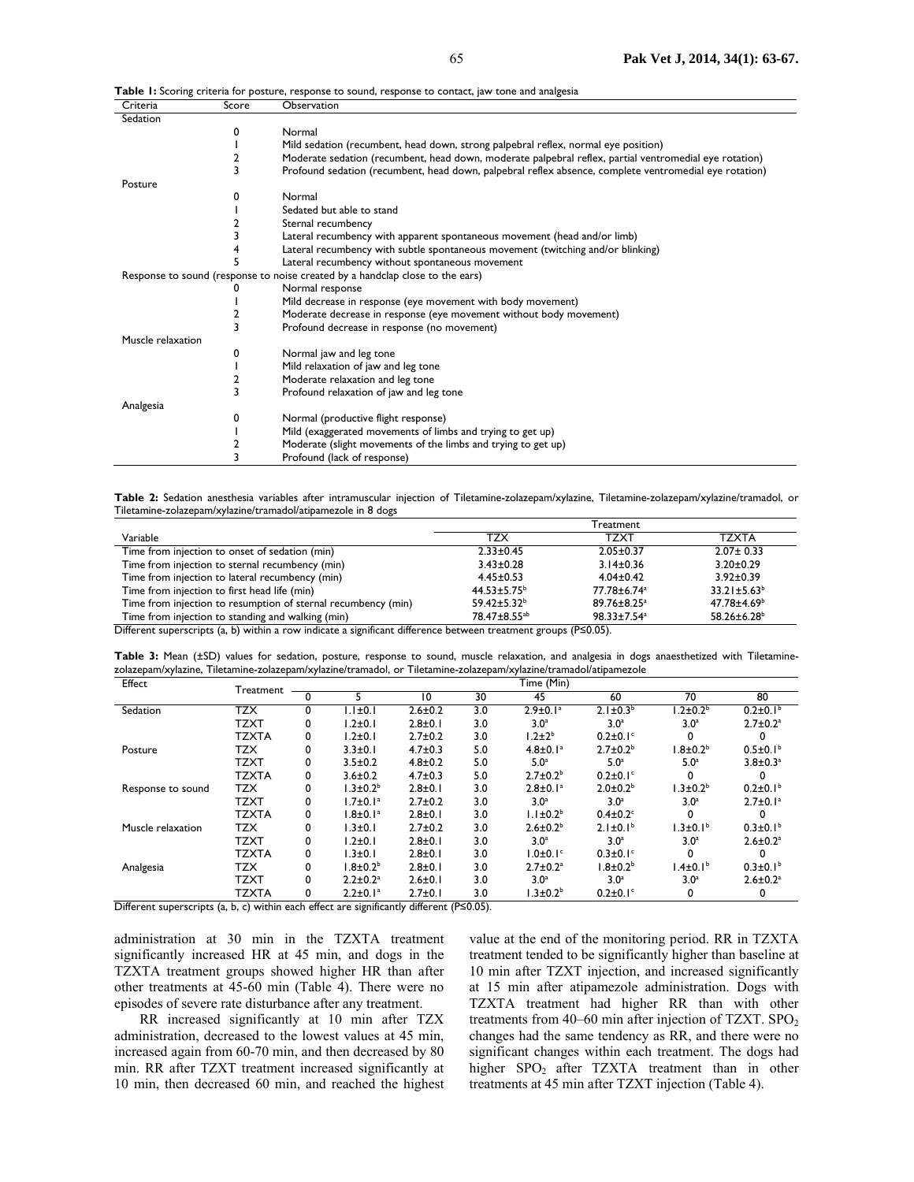**Table 1:** Scoring criteria for posture, response to sound, response to contact, jaw tone and analgesia

| Criteria | Score | Observation |
|---|---|---|
| Sedation | | |
| | 0 | Normal |
| | 1 | Mild sedation (recumbent, head down, strong palpebral reflex, normal eye position) |
| | 2 | Moderate sedation (recumbent, head down, moderate palpebral reflex, partial ventromedial eye rotation) |
| | 3 | Profound sedation (recumbent, head down, palpebral reflex absence, complete ventromedial eye rotation) |
| Posture | | |
| | 0 | Normal |
| | 1 | Sedated but able to stand |
| | 2 | Sternal recumbency |
| | 3 | Lateral recumbency with apparent spontaneous movement (head and/or limb) |
| | 4 | Lateral recumbency with subtle spontaneous movement (twitching and/or blinking) |
| | 5 | Lateral recumbency without spontaneous movement |
| Response to sound (response to noise created by a handclap close to the ears) | | |
| | 0 | Normal response |
| | 1 | Mild decrease in response (eye movement with body movement) |
| | 2 | Moderate decrease in response (eye movement without body movement) |
| | 3 | Profound decrease in response (no movement) |
| Muscle relaxation | | |
| | 0 | Normal jaw and leg tone |
| | 1 | Mild relaxation of jaw and leg tone |
| | 2 | Moderate relaxation and leg tone |
| | 3 | Profound relaxation of jaw and leg tone |
| Analgesia | | |
| | 0 | Normal (productive flight response) |
| | 1 | Mild (exaggerated movements of limbs and trying to get up) |
| | 2 | Moderate (slight movements of the limbs and trying to get up) |
| | 3 | Profound (lack of response) |

**Table 2:** Sedation anesthesia variables after intramuscular injection of Tiletamine-zolazepam/xylazine, Tiletamine-zolazepam/xylazine/tramadol, or Tiletamine-zolazepam/xylazine/tramadol/atipamezole in 8 dogs

| Variable | Treatment | | |
|---|---|---|---|
| | TZX | TZXT | TZXTA |
| Time from injection to onset of sedation (min) | 2.33±0.45 | 2.05±0.37 | 2.07± 0.33 |
| Time from injection to sternal recumbency (min) | 3.43±0.28 | 3.14±0.36 | 3.20±0.29 |
| Time from injection to lateral recumbency (min) | 4.45±0.53 | 4.04±0.42 | 3.92±0.39 |
| Time from injection to first head life (min) | 44.53±5.75[b] | 77.78±6.74[a] | 33.21±5.63[b] |
| Time from injection to resumption of sternal recumbency (min) | 59.42±5.32[b] | 89.76±8.25[a] | 47.78±4.69[b] |
| Time from injection to standing and walking (min) | 78.47±8.55[ab] | 98.33±7.54[a] | 58.26±6.28[b] |

Different superscripts (a, b) within a row indicate a significant difference between treatment groups (P≤0.05).

**Table 3:** Mean (±SD) values for sedation, posture, response to sound, muscle relaxation, and analgesia in dogs anaesthetized with Tiletamine-zolazepam/xylazine, Tiletamine-zolazepam/xylazine/tramadol, or Tiletamine-zolazepam/xylazine/tramadol/atipamezole

| Effect | Treatment | Time (Min) | | | | | | | |
|---|---|---|---|---|---|---|---|---|---|
| | | 0 | 5 | 10 | 30 | 45 | 60 | 70 | 80 |
| Sedation | TZX | 0 | 1.1±0.1 | 2.6±0.2 | 3.0 | 2.9±0.1[a] | 2.1±0.3[b] | 1.2±0.2[b] | 0.2±0.1[b] |
| | TZXT | 0 | 1.2±0.1 | 2.8±0.1 | 3.0 | 3.0[a] | 3.0[a] | 3.0[a] | 2.7±0.2[a] |
| | TZXTA | 0 | 1.2±0.1 | 2.7±0.2 | 3.0 | 1.2±2[b] | 0.2±0.1[c] | 0 | 0 |
| Posture | TZX | 0 | 3.3±0.1 | 4.7±0.3 | 5.0 | 4.8±0.1[a] | 2.7±0.2[b] | 1.8±0.2[b] | 0.5±0.1[b] |
| | TZXT | 0 | 3.5±0.2 | 4.8±0.2 | 5.0 | 5.0[a] | 5.0[a] | 5.0[a] | 3.8±0.3[a] |
| | TZXTA | 0 | 3.6±0.2 | 4.7±0.3 | 5.0 | 2.7±0.2[b] | 0.2±0.1[c] | 0 | 0 |
| Response to sound | TZX | 0 | 1.3±0.2[b] | 2.8±0.1 | 3.0 | 2.8±0.1[a] | 2.0±0.2[b] | 1.3±0.2[b] | 0.2±0.1[b] |
| | TZXT | 0 | 1.7±0.1[a] | 2.7±0.2 | 3.0 | 3.0[a] | 3.0[a] | 3.0[a] | 2.7±0.1[a] |
| | TZXTA | 0 | 1.8±0.1[a] | 2.8±0.1 | 3.0 | 1.1±0.2[b] | 0.4±0.2[c] | 0 | 0 |
| Muscle relaxation | TZX | 0 | 1.3±0.1 | 2.7±0.2 | 3.0 | 2.6±0.2[b] | 2.1±0.1[b] | 1.3±0.1[b] | 0.3±0.1[b] |
| | TZXT | 0 | 1.2±0.1 | 2.8±0.1 | 3.0 | 3.0[a] | 3.0[a] | 3.0[a] | 2.6±0.2[a] |
| | TZXTA | 0 | 1.3±0.1 | 2.8±0.1 | 3.0 | 1.0±0.1[c] | 0.3±0.1[c] | 0 | 0 |
| Analgesia | TZX | 0 | 1.8±0.2[b] | 2.8±0.1 | 3.0 | 2.7±0.2[a] | 1.8±0.2[b] | 1.4±0.1[b] | 0.3±0.1[b] |
| | TZXT | 0 | 2.2±0.2[a] | 2.6±0.1 | 3.0 | 3.0[a] | 3.0[a] | 3.0[a] | 2.6±0.2[a] |
| | TZXTA | 0 | 2.2±0.1[a] | 2.7±0.1 | 3.0 | 1.3±0.2[b] | 0.2±0.1[c] | 0 | 0 |

Different superscripts (a, b, c) within each effect are significantly different (P≤0.05).

administration at 30 min in the TZXTA treatment significantly increased HR at 45 min, and dogs in the TZXTA treatment groups showed higher HR than after other treatments at 45-60 min (Table 4). There were no episodes of severe rate disturbance after any treatment.

RR increased significantly at 10 min after TZX administration, decreased to the lowest values at 45 min, increased again from 60-70 min, and then decreased by 80 min. RR after TZXT treatment increased significantly at 10 min, then decreased 60 min, and reached the highest value at the end of the monitoring period. RR in TZXTA treatment tended to be significantly higher than baseline at 10 min after TZXT injection, and increased significantly at 15 min after atipamezole administration. Dogs with TZXTA treatment had higher RR than with other treatments from 40–60 min after injection of TZXT. $SPO_2$ changes had the same tendency as RR, and there were no significant changes within each treatment. The dogs had higher $SPO_2$ after TZXTA treatment than in other treatments at 45 min after TZXT injection (Table 4).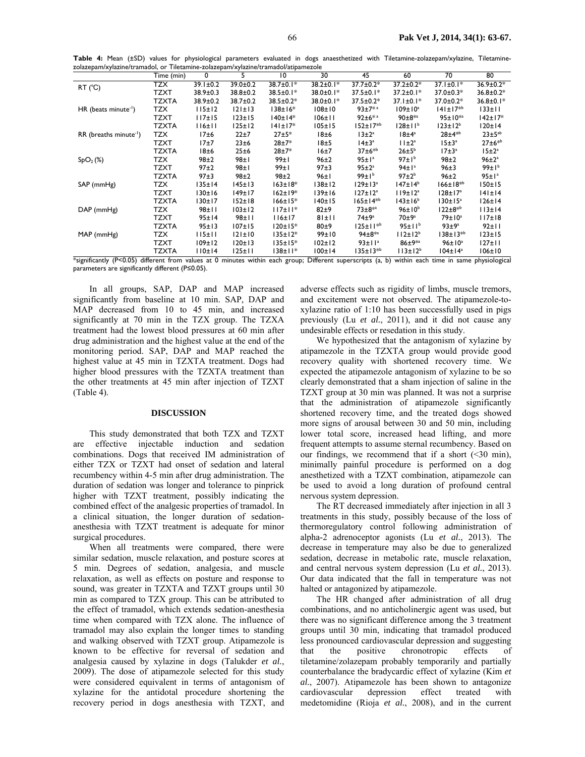**Table 4:** Mean (±SD) values for physiological parameters evaluated in dogs anaesthetized with Tiletamine-zolazepam/xylazine, Tiletamine-zolazepam/xylazine/tramadol, or Tiletamine-zolazepam/xylazine/tramadol/atipamezole

| | Time (min) | 0 | 5 | 10 | 30 | 45 | 60 | 70 | 80 |
|---|---|---|---|---|---|---|---|---|---|
| RT (°C) | TZX | 39.1±0.2 | 39.0±0.2 | 38.7±0.1* | 38.2±0.1* | 37.7±0.2* | 37.2±0.2* | 37.1±0.1* | 36.9±0.2* |
| | TZXT | 38.9±0.3 | 38.8±0.2 | 38.5±0.1* | 38.0±0.1* | 37.5±0.1* | 37.2±0.1* | 37.0±0.3* | 36.8±0.2* |
| | TZXTA | 38.9±0.2 | 38.7±0.2 | 38.5±0.2* | 38.0±0.1* | 37.5±0.2* | 37.1±0.1* | 37.0±0.2* | 36.8±0.1* |
| HR (beats minute$^{-1}$) | TZX | 115±12 | 121±13 | 138±16* | 108±10 | 93±7*$^{a}$ | 109±10$^{a}$ | 141±17*$^{b}$ | 133±11 |
| | TZXT | 117±15 | 123±15 | 140±14* | 106±11 | 92±6*$^{a}$ | 90±8*$^{a}$ | 95±10*$^{a}$ | 142±17* |
| | TZXTA | 116±11 | 125±12 | 141±17* | 105±15 | 152±17*$^{b}$ | 128±11$^{b}$ | 123±12$^{b}$ | 120±14 |
| RR (breaths minute$^{-1}$) | TZX | 17±6 | 22±7 | 27±5* | 18±6 | 13±2$^{a}$ | 18±4$^{a}$ | 28±4*$^{b}$ | 23±5$^{ab}$ |
| | TZXT | 17±7 | 23±6 | 28±7* | 18±5 | 14±3$^{a}$ | 11±2$^{a}$ | 15±3$^{a}$ | 27±6*$^{b}$ |
| | TZXTA | 18±6 | 25±6 | 28±7* | 16±7 | 37±6*$^{b}$ | 26±5$^{b}$ | 17±3$^{a}$ | 15±2$^{a}$ |
| $SpO_2$ (%) | TZX | 98±2 | 98±1 | 99±1 | 96±2 | 95±1$^{a}$ | 97±1$^{b}$ | 98±2 | 96±2$^{a}$ |
| | TZXT | 97±2 | 98±1 | 99±1 | 97±3 | 95±2$^{a}$ | 94±1$^{a}$ | 96±3 | 99±1$^{b}$ |
| | TZXTA | 97±3 | 98±2 | 98±2 | 96±1 | 99±1$^{b}$ | 97±2$^{b}$ | 96±2 | 95±1$^{a}$ |
| SAP (mmHg) | TZX | 135±14 | 145±13 | 163±18* | 138±12 | 129±13$^{a}$ | 147±14$^{b}$ | 166±18*$^{b}$ | 150±15 |
| | TZXT | 130±16 | 149±17 | 162±19* | 139±16 | 127±12$^{a}$ | 119±12$^{a}$ | 128±17$^{a}$ | 141±14 |
| | TZXTA | 130±17 | 152±18 | 166±15* | 140±15 | 165±14*$^{b}$ | 143±16$^{b}$ | 130±15$^{a}$ | 126±14 |
| DAP (mmHg) | TZX | 98±11 | 103±12 | 117±11* | 82±9 | 73±8*$^{a}$ | 96±10$^{b}$ | 122±8*$^{b}$ | 113±14 |
| | TZXT | 95±14 | 98±11 | 116±17 | 81±11 | 74±9$^{a}$ | 70±9$^{a}$ | 79±10$^{a}$ | 117±18 |
| | TZXTA | 95±13 | 107±15 | 120±15* | 80±9 | 125±11*$^{b}$ | 95±11$^{b}$ | 93±9$^{a}$ | 92±11 |
| MAP (mmHg) | TZX | 115±11 | 121±10 | 135±12* | 99±10 | 94±8*$^{a}$ | 112±12$^{b}$ | 138±13*$^{b}$ | 123±15 |
| | TZXT | 109±12 | 120±13 | 135±15* | 102±12 | 93±11$^{a}$ | 86±9*$^{a}$ | 96±10$^{a}$ | 127±11 |
| | TZXTA | 110±14 | 125±11 | 138±11* | 100±14 | 135±13*$^{b}$ | 113±12$^{b}$ | 104±14$^{a}$ | 106±10 |

*significantly (P<0.05) different from values at 0 minutes within each group; Different superscripts (a, b) within each time in same physiological parameters are significantly different (P≤0.05).

In all groups, SAP, DAP and MAP increased significantly from baseline at 10 min. SAP, DAP and MAP decreased from 10 to 45 min, and increased significantly at 70 min in the TZX group. The TZXA treatment had the lowest blood pressures at 60 min after drug administration and the highest value at the end of the monitoring period. SAP, DAP and MAP reached the highest value at 45 min in TZXTA treatment. Dogs had higher blood pressures with the TZXTA treatment than the other treatments at 45 min after injection of TZXT (Table 4).

## DISCUSSION

This study demonstrated that both TZX and TZXT are effective injectable induction and sedation combinations. Dogs that received IM administration of either TZX or TZXT had onset of sedation and lateral recumbency within 4-5 min after drug administration. The duration of sedation was longer and tolerance to pinprick higher with TZXT treatment, possibly indicating the combined effect of the analgesic properties of tramadol. In a clinical situation, the longer duration of sedation-anesthesia with TZXT treatment is adequate for minor surgical procedures.

When all treatments were compared, there were similar sedation, muscle relaxation, and posture scores at 5 min. Degrees of sedation, analgesia, and muscle relaxation, as well as effects on posture and response to sound, was greater in TZXTA and TZXT groups until 30 min as compared to TZX group. This can be attributed to the effect of tramadol, which extends sedation-anesthesia time when compared with TZX alone. The influence of tramadol may also explain the longer times to standing and walking observed with TZXT group. Atipamezole is known to be effective for reversal of sedation and analgesia caused by xylazine in dogs (Talukder *et al.*, 2009). The dose of atipamezole selected for this study were considered equivalent in terms of antagonism of xylazine for the antidotal procedure shortening the recovery period in dogs anesthesia with TZXT, and adverse effects such as rigidity of limbs, muscle tremors, and excitement were not observed. The atipamezole-to-xylazine ratio of 1:10 has been successfully used in pigs previously (Lu *et al.*, 2011), and it did not cause any undesirable effects or resedation in this study.

We hypothesized that the antagonism of xylazine by atipamezole in the TZXTA group would provide good recovery quality with shortened recovery time. We expected the atipamezole antagonism of xylazine to be so clearly demonstrated that a sham injection of saline in the TZXT group at 30 min was planned. It was not a surprise that the administration of atipamezole significantly shortened recovery time, and the treated dogs showed more signs of arousal between 30 and 50 min, including lower total score, increased head lifting, and more frequent attempts to assume sternal recumbency. Based on our findings, we recommend that if a short (<30 min), minimally painful procedure is performed on a dog anesthetized with a TZXT combination, atipamezole can be used to avoid a long duration of profound central nervous system depression.

The RT decreased immediately after injection in all 3 treatments in this study, possibly because of the loss of thermoregulatory control following administration of alpha-2 adrenoceptor agonists (Lu *et al.*, 2013). The decrease in temperature may also be due to generalized sedation, decrease in metabolic rate, muscle relaxation, and central nervous system depression (Lu *et al.*, 2013). Our data indicated that the fall in temperature was not halted or antagonized by atipamezole.

The HR changed after administration of all drug combinations, and no anticholinergic agent was used, but there was no significant difference among the 3 treatment groups until 30 min, indicating that tramadol produced less pronounced cardiovascular depression and suggesting that the positive chronotropic effects of tiletamine/zolazepam probably temporarily and partially counterbalance the bradycardic effect of xylazine (Kim *et al.*, 2007). Atipamezole has been shown to antagonize cardiovascular depression effect treated with medetomidine (Rioja *et al.*, 2008), and in the current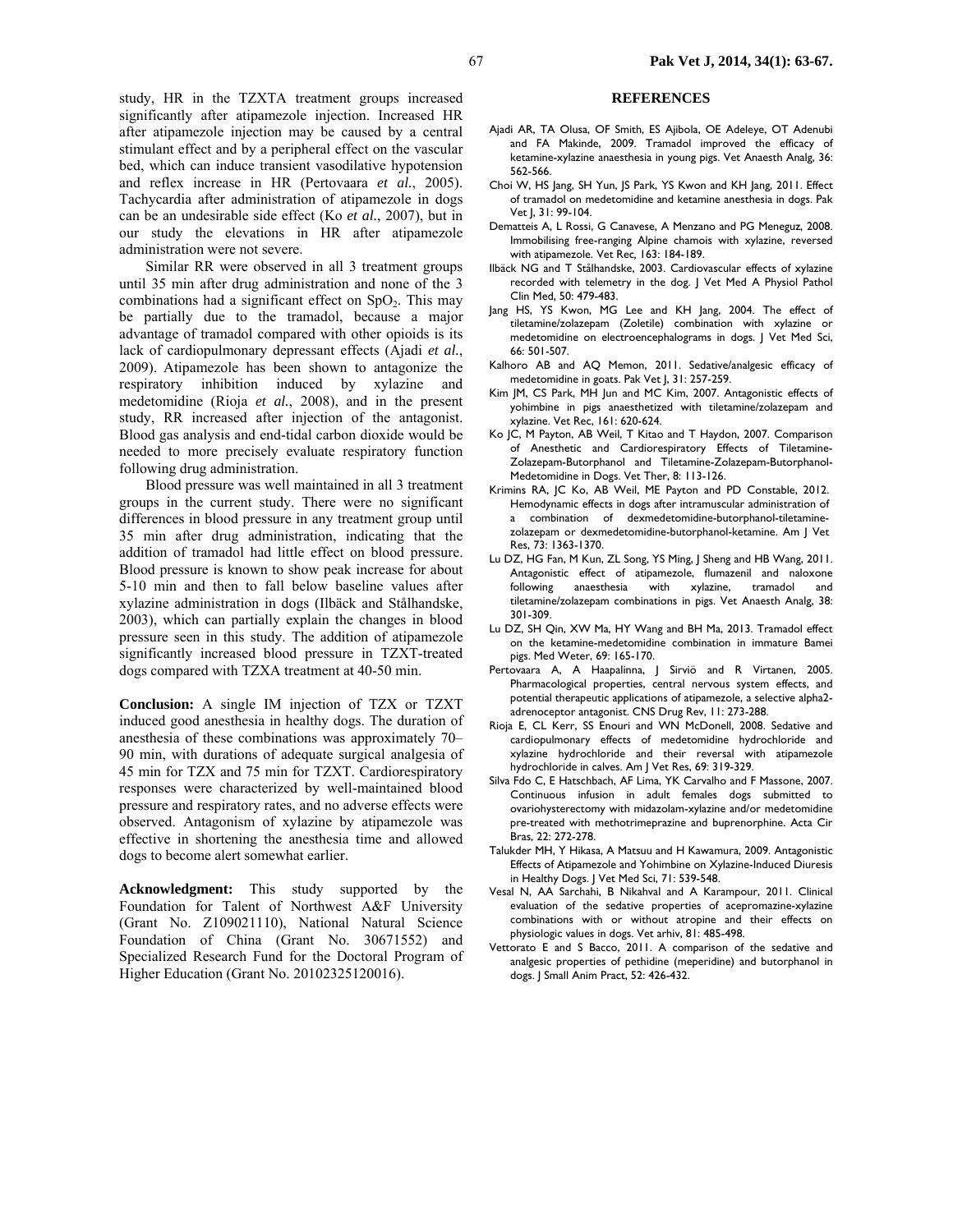study, HR in the TZXTA treatment groups increased significantly after atipamezole injection. Increased HR after atipamezole injection may be caused by a central stimulant effect and by a peripheral effect on the vascular bed, which can induce transient vasodilative hypotension and reflex increase in HR (Pertovaara *et al*., 2005). Tachycardia after administration of atipamezole in dogs can be an undesirable side effect (Ko *et al.*, 2007), but in our study the elevations in HR after atipamezole administration were not severe.

Similar RR were observed in all 3 treatment groups until 35 min after drug administration and none of the 3 combinations had a significant effect on $SpO_2$. This may be partially due to the tramadol, because a major advantage of tramadol compared with other opioids is its lack of cardiopulmonary depressant effects (Ajadi *et al*., 2009). Atipamezole has been shown to antagonize the respiratory inhibition induced by xylazine and medetomidine (Rioja *et al.*, 2008), and in the present study, RR increased after injection of the antagonist. Blood gas analysis and end-tidal carbon dioxide would be needed to more precisely evaluate respiratory function following drug administration.

Blood pressure was well maintained in all 3 treatment groups in the current study. There were no significant differences in blood pressure in any treatment group until 35 min after drug administration, indicating that the addition of tramadol had little effect on blood pressure. Blood pressure is known to show peak increase for about 5-10 min and then to fall below baseline values after xylazine administration in dogs (Ilbäck and Stålhandske, 2003), which can partially explain the changes in blood pressure seen in this study. The addition of atipamezole significantly increased blood pressure in TZXT-treated dogs compared with TZXA treatment at 40-50 min.

**Conclusion:** A single IM injection of TZX or TZXT induced good anesthesia in healthy dogs. The duration of anesthesia of these combinations was approximately 70–90 min, with durations of adequate surgical analgesia of 45 min for TZX and 75 min for TZXT. Cardiorespiratory responses were characterized by well-maintained blood pressure and respiratory rates, and no adverse effects were observed. Antagonism of xylazine by atipamezole was effective in shortening the anesthesia time and allowed dogs to become alert somewhat earlier.

**Acknowledgment:** This study supported by the Foundation for Talent of Northwest A&F University (Grant No. Z109021110), National Natural Science Foundation of China (Grant No. 30671552) and Specialized Research Fund for the Doctoral Program of Higher Education (Grant No. 20102325120016).

## REFERENCES

Ajadi AR, TA Olusa, OF Smith, ES Ajibola, OE Adeleye, OT Adenubi and FA Makinde, 2009. Tramadol improved the efficacy of ketamine-xylazine anaesthesia in young pigs. Vet Anaesth Analg, 36: 562-566.

Choi W, HS Jang, SH Yun, JS Park, YS Kwon and KH Jang, 2011. Effect of tramadol on medetomidine and ketamine anesthesia in dogs. Pak Vet J, 31: 99-104.

Dematteis A, L Rossi, G Canavese, A Menzano and PG Meneguz, 2008. Immobilising free-ranging Alpine chamois with xylazine, reversed with atipamezole. Vet Rec, 163: 184-189.

Ilbäck NG and T Stålhandske, 2003. Cardiovascular effects of xylazine recorded with telemetry in the dog. J Vet Med A Physiol Pathol Clin Med, 50: 479-483.

Jang HS, YS Kwon, MG Lee and KH Jang, 2004. The effect of tiletamine/zolazepam (Zoletile) combination with xylazine or medetomidine on electroencephalograms in dogs. J Vet Med Sci, 66: 501-507.

Kalhoro AB and AQ Memon, 2011. Sedative/analgesic efficacy of medetomidine in goats. Pak Vet J, 31: 257-259.

Kim JM, CS Park, MH Jun and MC Kim, 2007. Antagonistic effects of yohimbine in pigs anaesthetized with tiletamine/zolazepam and xylazine. Vet Rec, 161: 620-624.

Ko JC, M Payton, AB Weil, T Kitao and T Haydon, 2007. Comparison of Anesthetic and Cardiorespiratory Effects of Tiletamine-Zolazepam-Butorphanol and Tiletamine-Zolazepam-Butorphanol-Medetomidine in Dogs. Vet Ther, 8: 113-126.

Krimins RA, JC Ko, AB Weil, ME Payton and PD Constable, 2012. Hemodynamic effects in dogs after intramuscular administration of a combination of dexmedetomidine-butorphanol-tiletamine-zolazepam or dexmedetomidine-butorphanol-ketamine. Am J Vet Res, 73: 1363-1370.

Lu DZ, HG Fan, M Kun, ZL Song, YS Ming, J Sheng and HB Wang, 2011. Antagonistic effect of atipamezole, flumazenil and naloxone following anaesthesia with xylazine, tramadol and tiletamine/zolazepam combinations in pigs. Vet Anaesth Analg, 38: 301-309.

Lu DZ, SH Qin, XW Ma, HY Wang and BH Ma, 2013. Tramadol effect on the ketamine-medetomidine combination in immature Bamei pigs. Med Weter, 69: 165-170.

Pertovaara A, A Haapalinna, J Sirviö and R Virtanen, 2005. Pharmacological properties, central nervous system effects, and potential therapeutic applications of atipamezole, a selective alpha2-adrenoceptor antagonist. CNS Drug Rev, 11: 273-288.

Rioja E, CL Kerr, SS Enouri and WN McDonell, 2008. Sedative and cardiopulmonary effects of medetomidine hydrochloride and xylazine hydrochloride and their reversal with atipamezole hydrochloride in calves. Am J Vet Res, 69: 319-329.

Silva Fdo C, E Hatschbach, AF Lima, YK Carvalho and F Massone, 2007. Continuous infusion in adult females dogs submitted to ovariohysterectomy with midazolam-xylazine and/or medetomidine pre-treated with methotrimeprazine and buprenorphine. Acta Cir Bras, 22: 272-278.

Talukder MH, Y Hikasa, A Matsuu and H Kawamura, 2009. Antagonistic Effects of Atipamezole and Yohimbine on Xylazine-Induced Diuresis in Healthy Dogs. J Vet Med Sci, 71: 539-548.

Vesal N, AA Sarchahi, B Nikahval and A Karampour, 2011. Clinical evaluation of the sedative properties of acepromazine-xylazine combinations with or without atropine and their effects on physiologic values in dogs. Vet arhiv, 81: 485-498.

Vettorato E and S Bacco, 2011. A comparison of the sedative and analgesic properties of pethidine (meperidine) and butorphanol in dogs. J Small Anim Pract, 52: 426-432.